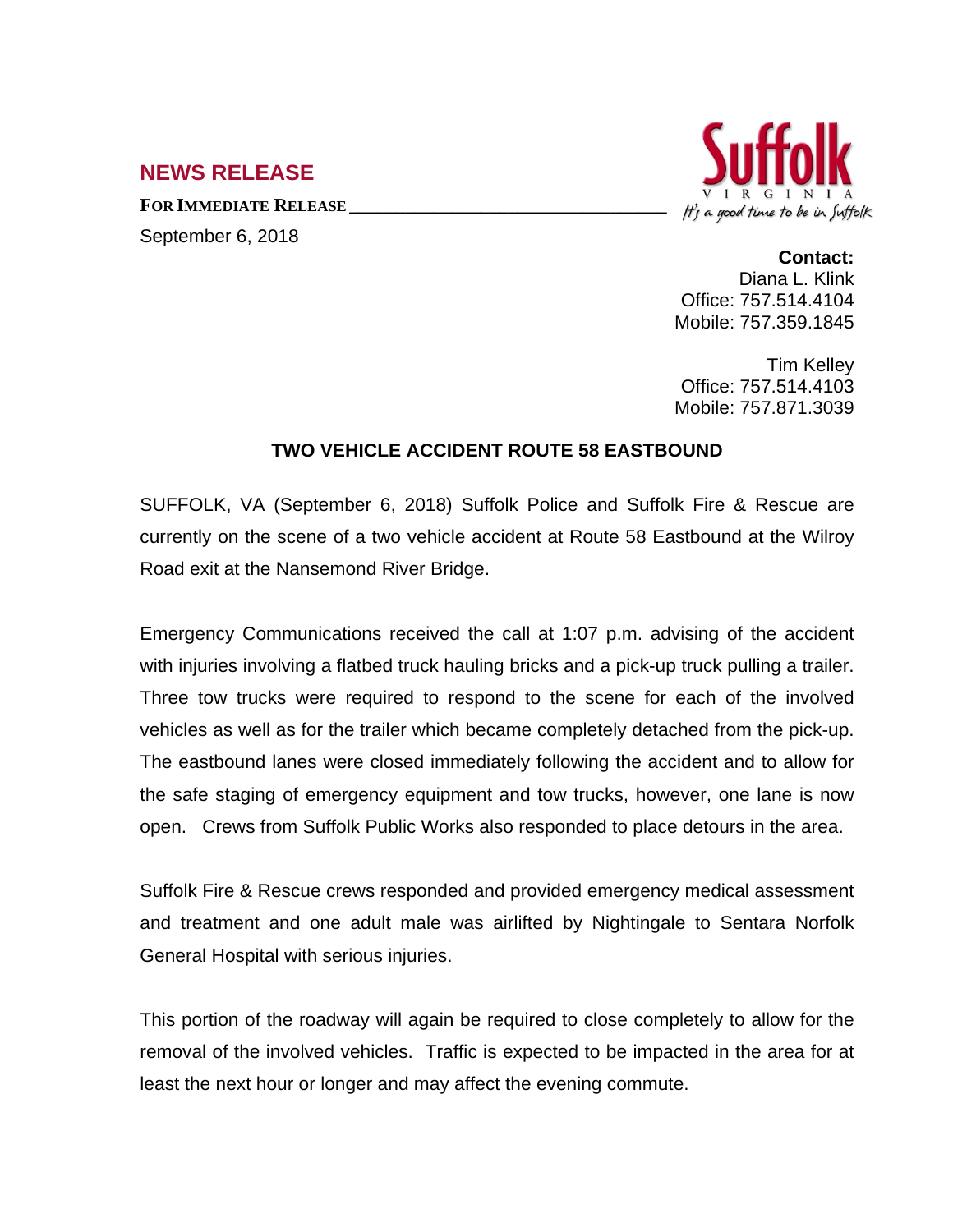# NEWS RELEASE

**FOR IMMEDIATE RELEASE**

September 6, 2018

Suffolk
VIRGINIA
*It's a good time to be in Suffolk*

**Contact:**
Diana L. Klink
Office: 757.514.4104
Mobile: 757.359.1845

Tim Kelley
Office: 757.514.4103
Mobile: 757.871.3039

## TWO VEHICLE ACCIDENT ROUTE 58 EASTBOUND

SUFFOLK, VA (September 6, 2018) Suffolk Police and Suffolk Fire & Rescue are currently on the scene of a two vehicle accident at Route 58 Eastbound at the Wilroy Road exit at the Nansemond River Bridge.

Emergency Communications received the call at 1:07 p.m. advising of the accident with injuries involving a flatbed truck hauling bricks and a pick-up truck pulling a trailer. Three tow trucks were required to respond to the scene for each of the involved vehicles as well as for the trailer which became completely detached from the pick-up. The eastbound lanes were closed immediately following the accident and to allow for the safe staging of emergency equipment and tow trucks, however, one lane is now open. Crews from Suffolk Public Works also responded to place detours in the area.

Suffolk Fire & Rescue crews responded and provided emergency medical assessment and treatment and one adult male was airlifted by Nightingale to Sentara Norfolk General Hospital with serious injuries.

This portion of the roadway will again be required to close completely to allow for the removal of the involved vehicles. Traffic is expected to be impacted in the area for at least the next hour or longer and may affect the evening commute.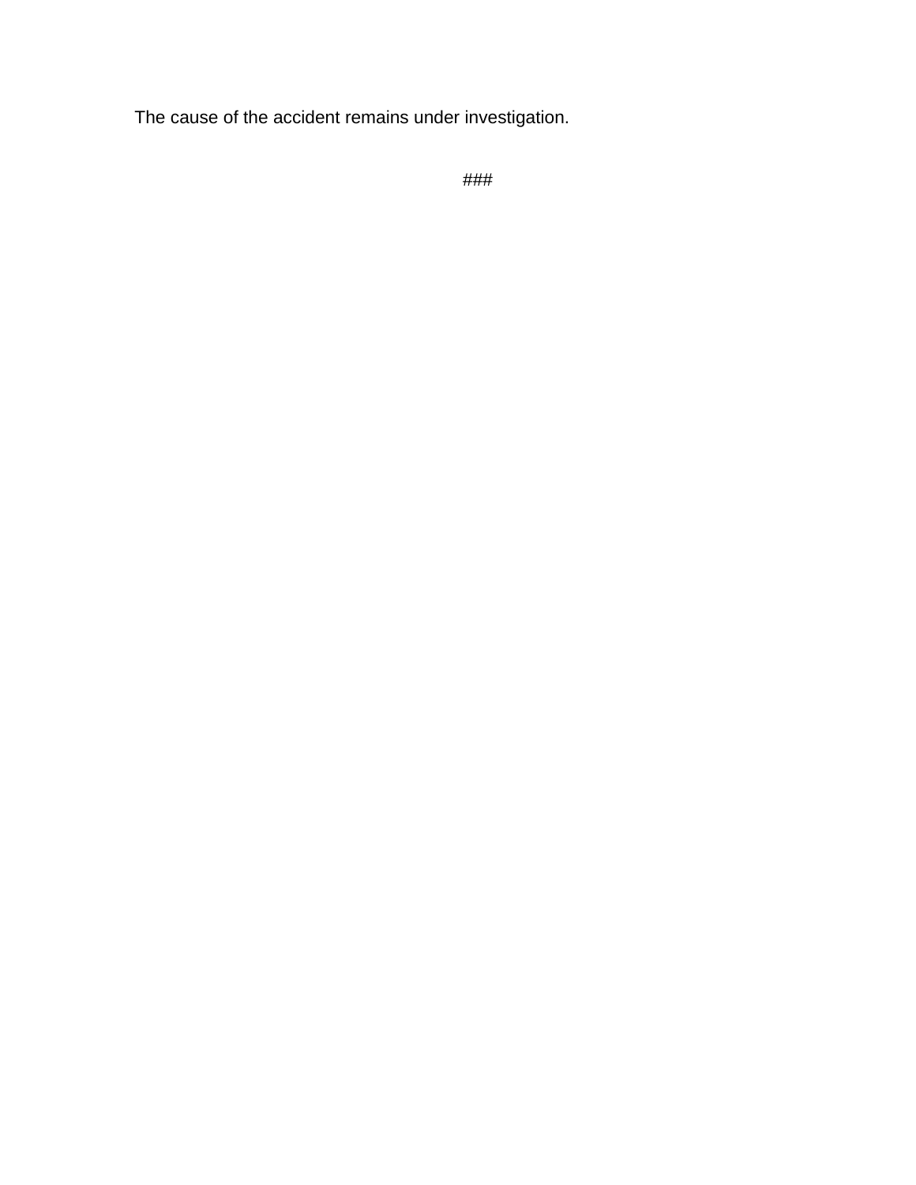The cause of the accident remains under investigation.

###